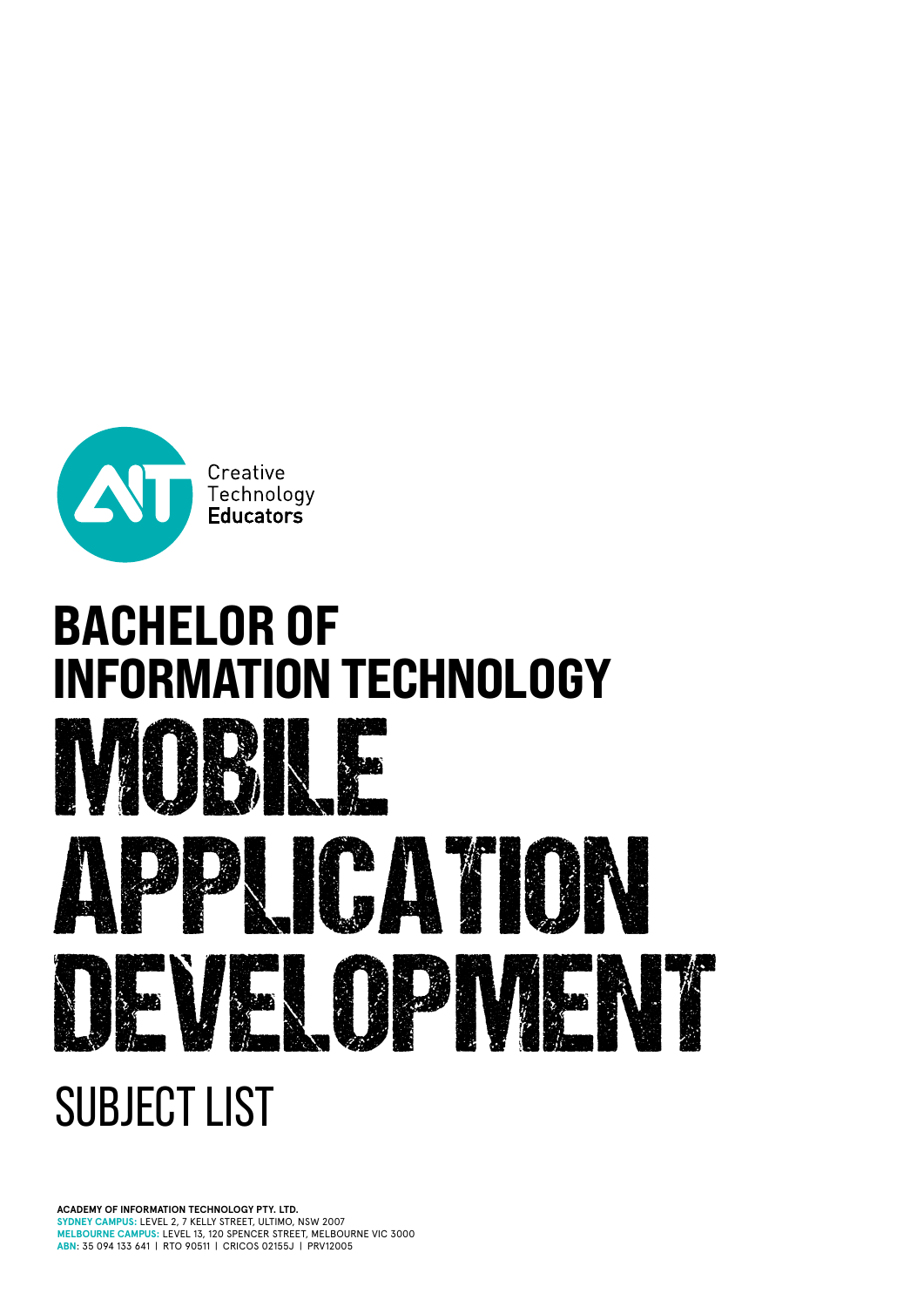Creative
Technology
**Educators**

# BACHELOR OF INFORMATION TECHNOLOGY

# MOBILE APPLICATION DEVELOPMENT

## SUBJECT LIST

**ACADEMY OF INFORMATION TECHNOLOGY PTY. LTD.**
**SYDNEY CAMPUS:** LEVEL 2, 7 KELLY STREET, ULTIMO, NSW 2007
**MELBOURNE CAMPUS:** LEVEL 13, 120 SPENCER STREET, MELBOURNE VIC 3000
**ABN**: 35 094 133 641 | RTO 90511 | CRICOS 02155J | PRV12005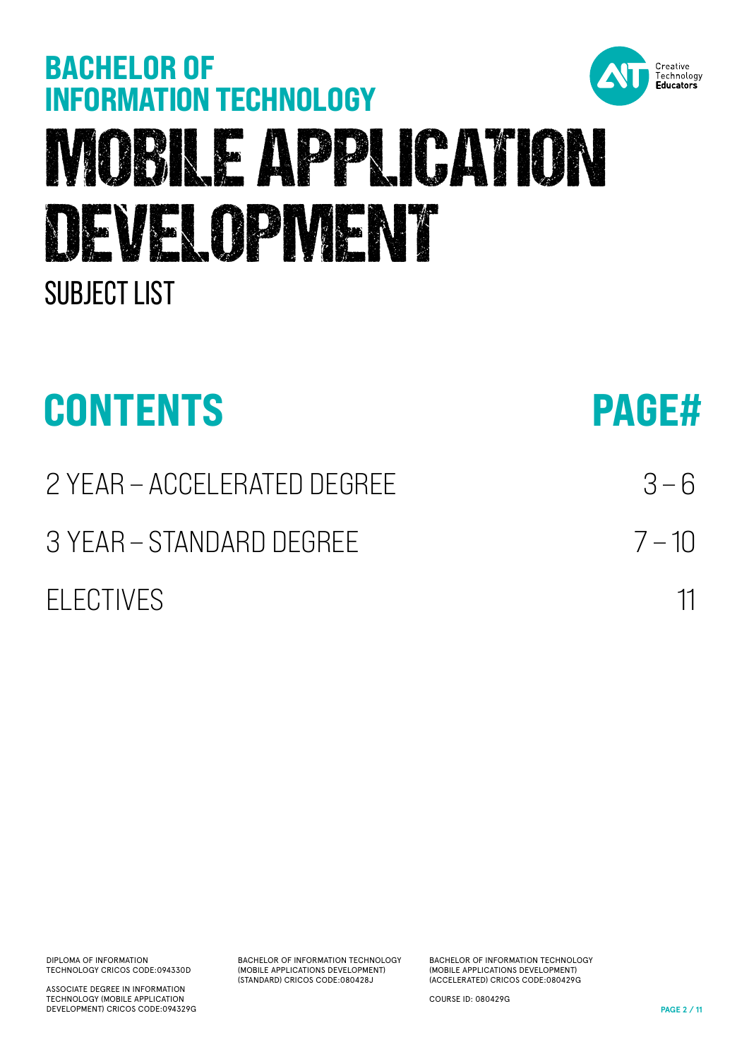# BACHELOR OF INFORMATION TECHNOLOGY

# MOBILE APPLICATION DEVELOPMENT

## SUBJECT LIST

Creative Technology **Educators**

| CONTENTS | PAGE# |
|---|---|
| 2 YEAR – ACCELERATED DEGREE | 3 – 6 |
| 3 YEAR – STANDARD DEGREE | 7 – 10 |
| ELECTIVES | 11 |

DIPLOMA OF INFORMATION TECHNOLOGY CRICOS CODE:094330D

ASSOCIATE DEGREE IN INFORMATION TECHNOLOGY (MOBILE APPLICATION DEVELOPMENT) CRICOS CODE:094329G

BACHELOR OF INFORMATION TECHNOLOGY (MOBILE APPLICATIONS DEVELOPMENT) (STANDARD) CRICOS CODE:080428J

BACHELOR OF INFORMATION TECHNOLOGY (MOBILE APPLICATIONS DEVELOPMENT) (ACCELERATED) CRICOS CODE:080429G

COURSE ID: 080429G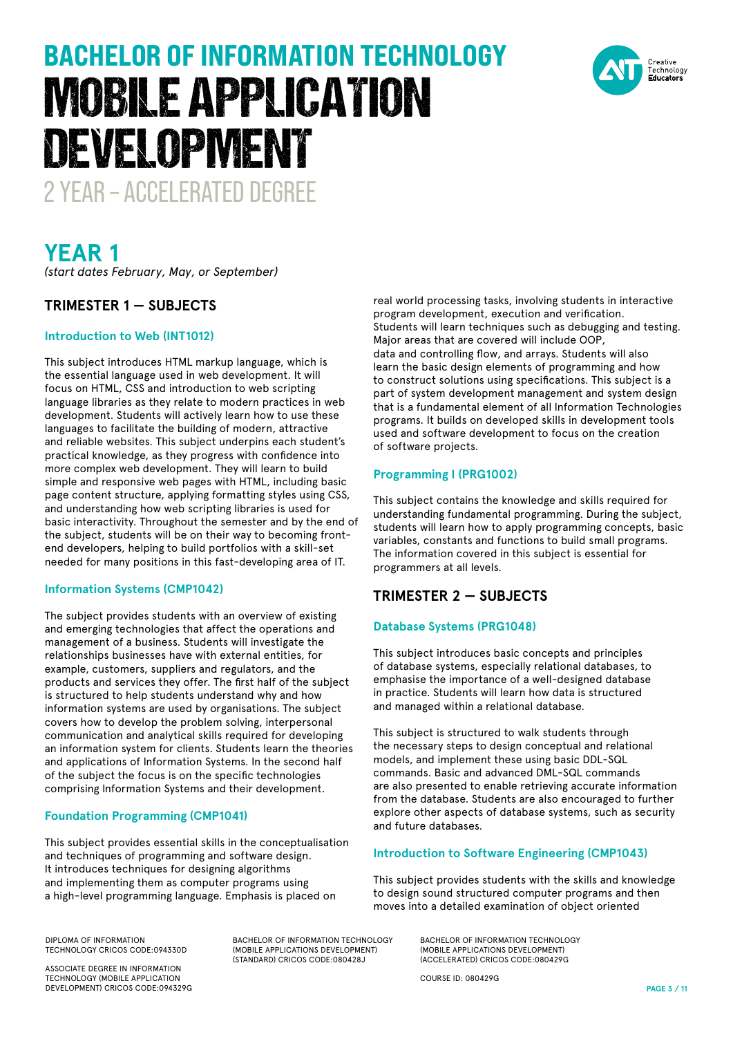# BACHELOR OF INFORMATION TECHNOLOGY
# MOBILE APPLICATION DEVELOPMENT
## 2 YEAR – ACCELERATED DEGREE

## YEAR 1

*(start dates February, May, or September)*

### TRIMESTER 1 — SUBJECTS

#### Introduction to Web (INT1012)

This subject introduces HTML markup language, which is the essential language used in web development. It will focus on HTML, CSS and introduction to web scripting language libraries as they relate to modern practices in web development. Students will actively learn how to use these languages to facilitate the building of modern, attractive and reliable websites. This subject underpins each student's practical knowledge, as they progress with confidence into more complex web development. They will learn to build simple and responsive web pages with HTML, including basic page content structure, applying formatting styles using CSS, and understanding how web scripting libraries is used for basic interactivity. Throughout the semester and by the end of the subject, students will be on their way to becoming front-end developers, helping to build portfolios with a skill-set needed for many positions in this fast-developing area of IT.

#### Information Systems (CMP1042)

The subject provides students with an overview of existing and emerging technologies that affect the operations and management of a business. Students will investigate the relationships businesses have with external entities, for example, customers, suppliers and regulators, and the products and services they offer. The first half of the subject is structured to help students understand why and how information systems are used by organisations. The subject covers how to develop the problem solving, interpersonal communication and analytical skills required for developing an information system for clients. Students learn the theories and applications of Information Systems. In the second half of the subject the focus is on the specific technologies comprising Information Systems and their development.

#### Foundation Programming (CMP1041)

This subject provides essential skills in the conceptualisation and techniques of programming and software design. It introduces techniques for designing algorithms and implementing them as computer programs using a high-level programming language. Emphasis is placed on real world processing tasks, involving students in interactive program development, execution and verification. Students will learn techniques such as debugging and testing. Major areas that are covered will include OOP, data and controlling flow, and arrays. Students will also learn the basic design elements of programming and how to construct solutions using specifications. This subject is a part of system development management and system design that is a fundamental element of all Information Technologies programs. It builds on developed skills in development tools used and software development to focus on the creation of software projects.

#### Programming I (PRG1002)

This subject contains the knowledge and skills required for understanding fundamental programming. During the subject, students will learn how to apply programming concepts, basic variables, constants and functions to build small programs. The information covered in this subject is essential for programmers at all levels.

### TRIMESTER 2 — SUBJECTS

#### Database Systems (PRG1048)

This subject introduces basic concepts and principles of database systems, especially relational databases, to emphasise the importance of a well-designed database in practice. Students will learn how data is structured and managed within a relational database.

This subject is structured to walk students through the necessary steps to design conceptual and relational models, and implement these using basic DDL-SQL commands. Basic and advanced DML-SQL commands are also presented to enable retrieving accurate information from the database. Students are also encouraged to further explore other aspects of database systems, such as security and future databases.

#### Introduction to Software Engineering (CMP1043)

This subject provides students with the skills and knowledge to design sound structured computer programs and then moves into a detailed examination of object oriented

DIPLOMA OF INFORMATION TECHNOLOGY CRICOS CODE:094330D

ASSOCIATE DEGREE IN INFORMATION TECHNOLOGY (MOBILE APPLICATION DEVELOPMENT) CRICOS CODE:094329G

BACHELOR OF INFORMATION TECHNOLOGY (MOBILE APPLICATIONS DEVELOPMENT) (STANDARD) CRICOS CODE:080428J

BACHELOR OF INFORMATION TECHNOLOGY (MOBILE APPLICATIONS DEVELOPMENT) (ACCELERATED) CRICOS CODE:080429G

COURSE ID: 080429G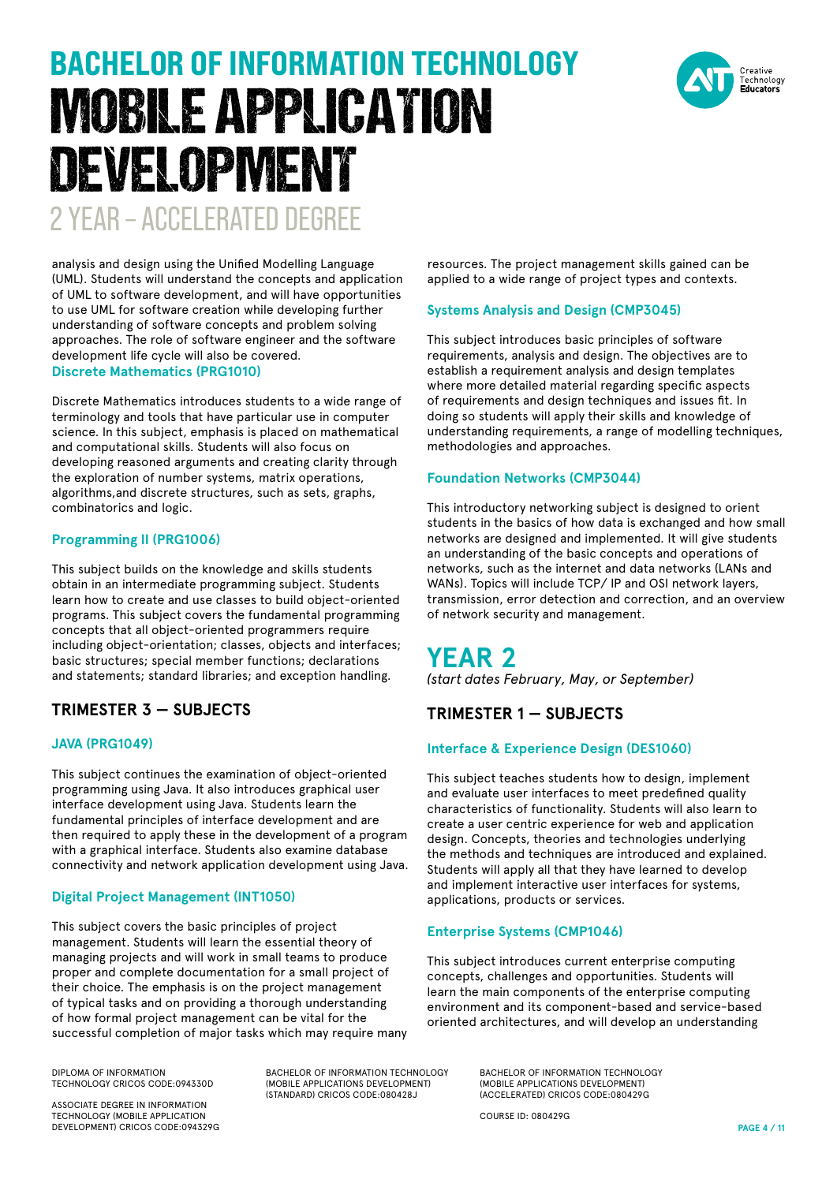# BACHELOR OF INFORMATION TECHNOLOGY
# MOBILE APPLICATION DEVELOPMENT
## 2 YEAR – ACCELERATED DEGREE

analysis and design using the Unified Modelling Language (UML). Students will understand the concepts and application of UML to software development, and will have opportunities to use UML for software creation while developing further understanding of software concepts and problem solving approaches. The role of software engineer and the software development life cycle will also be covered.

#### Discrete Mathematics (PRG1010)

Discrete Mathematics introduces students to a wide range of terminology and tools that have particular use in computer science. In this subject, emphasis is placed on mathematical and computational skills. Students will also focus on developing reasoned arguments and creating clarity through the exploration of number systems, matrix operations, algorithms,and discrete structures, such as sets, graphs, combinatorics and logic.

#### Programming II (PRG1006)

This subject builds on the knowledge and skills students obtain in an intermediate programming subject. Students learn how to create and use classes to build object-oriented programs. This subject covers the fundamental programming concepts that all object-oriented programmers require including object-orientation; classes, objects and interfaces; basic structures; special member functions; declarations and statements; standard libraries; and exception handling.

### TRIMESTER 3 — SUBJECTS

#### JAVA (PRG1049)

This subject continues the examination of object-oriented programming using Java. It also introduces graphical user interface development using Java. Students learn the fundamental principles of interface development and are then required to apply these in the development of a program with a graphical interface. Students also examine database connectivity and network application development using Java.

#### Digital Project Management (INT1050)

This subject covers the basic principles of project management. Students will learn the essential theory of managing projects and will work in small teams to produce proper and complete documentation for a small project of their choice. The emphasis is on the project management of typical tasks and on providing a thorough understanding of how formal project management can be vital for the successful completion of major tasks which may require many resources. The project management skills gained can be applied to a wide range of project types and contexts.

#### Systems Analysis and Design (CMP3045)

This subject introduces basic principles of software requirements, analysis and design. The objectives are to establish a requirement analysis and design templates where more detailed material regarding specific aspects of requirements and design techniques and issues fit. In doing so students will apply their skills and knowledge of understanding requirements, a range of modelling techniques, methodologies and approaches.

#### Foundation Networks (CMP3044)

This introductory networking subject is designed to orient students in the basics of how data is exchanged and how small networks are designed and implemented. It will give students an understanding of the basic concepts and operations of networks, such as the internet and data networks (LANs and WANs). Topics will include TCP/ IP and OSI network layers, transmission, error detection and correction, and an overview of network security and management.

## YEAR 2

*(start dates February, May, or September)*

### TRIMESTER 1 — SUBJECTS

#### Interface & Experience Design (DES1060)

This subject teaches students how to design, implement and evaluate user interfaces to meet predefined quality characteristics of functionality. Students will also learn to create a user centric experience for web and application design. Concepts, theories and technologies underlying the methods and techniques are introduced and explained. Students will apply all that they have learned to develop and implement interactive user interfaces for systems, applications, products or services.

#### Enterprise Systems (CMP1046)

This subject introduces current enterprise computing concepts, challenges and opportunities. Students will learn the main components of the enterprise computing environment and its component-based and service-based oriented architectures, and will develop an understanding

DIPLOMA OF INFORMATION TECHNOLOGY CRICOS CODE:094330D

ASSOCIATE DEGREE IN INFORMATION TECHNOLOGY (MOBILE APPLICATION DEVELOPMENT) CRICOS CODE:094329G

BACHELOR OF INFORMATION TECHNOLOGY (MOBILE APPLICATIONS DEVELOPMENT) (STANDARD) CRICOS CODE:080428J

BACHELOR OF INFORMATION TECHNOLOGY (MOBILE APPLICATIONS DEVELOPMENT) (ACCELERATED) CRICOS CODE:080429G

COURSE ID: 080429G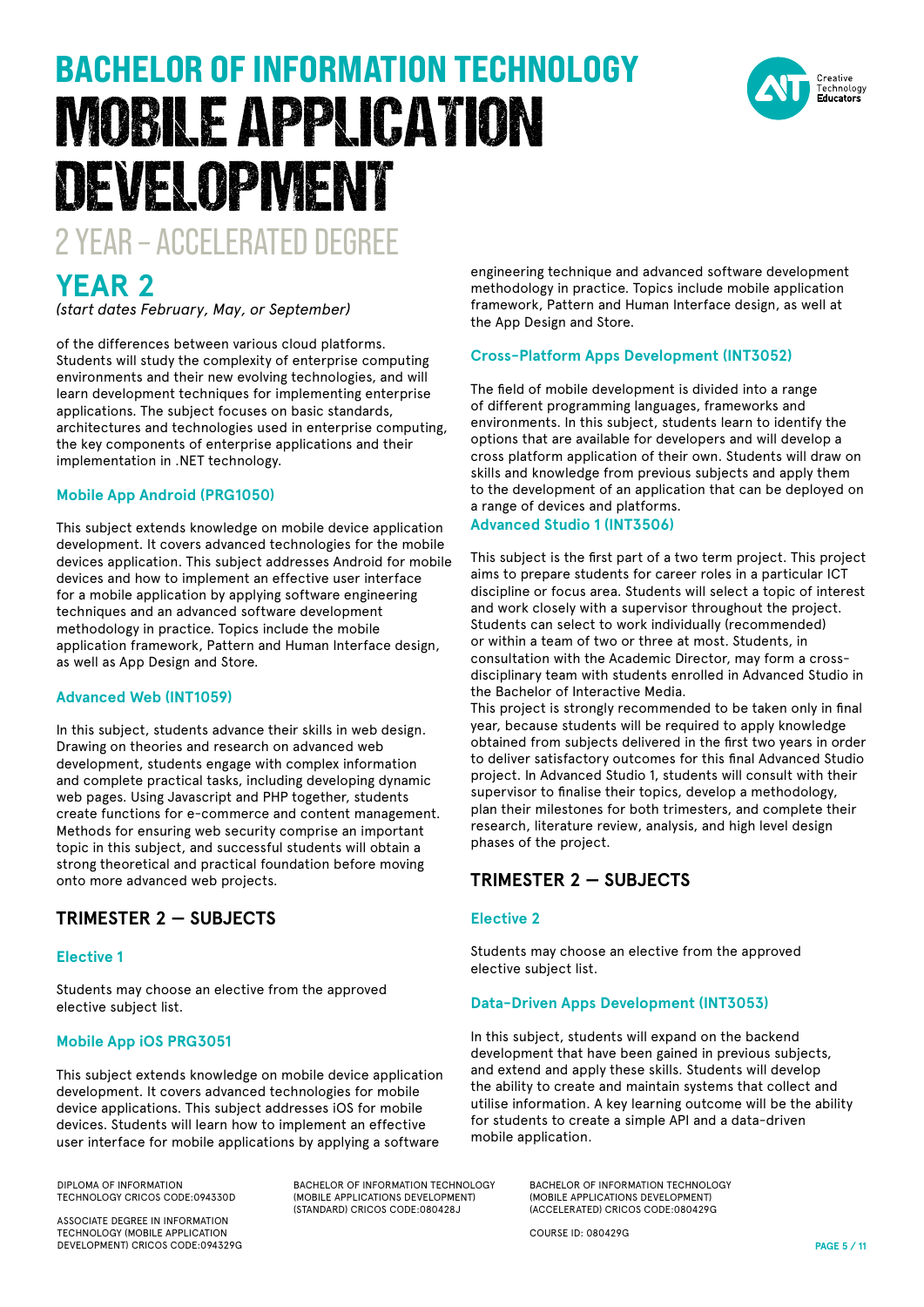# BACHELOR OF INFORMATION TECHNOLOGY
# MOBILE APPLICATION DEVELOPMENT

## 2 YEAR – ACCELERATED DEGREE

## YEAR 2

*(start dates February, May, or September)*

of the differences between various cloud platforms. Students will study the complexity of enterprise computing environments and their new evolving technologies, and will learn development techniques for implementing enterprise applications. The subject focuses on basic standards, architectures and technologies used in enterprise computing, the key components of enterprise applications and their implementation in .NET technology.

### Mobile App Android (PRG1050)

This subject extends knowledge on mobile device application development. It covers advanced technologies for the mobile devices application. This subject addresses Android for mobile devices and how to implement an effective user interface for a mobile application by applying software engineering techniques and an advanced software development methodology in practice. Topics include the mobile application framework, Pattern and Human Interface design, as well as App Design and Store.

### Advanced Web (INT1059)

In this subject, students advance their skills in web design. Drawing on theories and research on advanced web development, students engage with complex information and complete practical tasks, including developing dynamic web pages. Using Javascript and PHP together, students create functions for e-commerce and content management. Methods for ensuring web security comprise an important topic in this subject, and successful students will obtain a strong theoretical and practical foundation before moving onto more advanced web projects.

## TRIMESTER 2 — SUBJECTS

### Elective 1

Students may choose an elective from the approved elective subject list.

### Mobile App iOS PRG3051

This subject extends knowledge on mobile device application development. It covers advanced technologies for mobile device applications. This subject addresses iOS for mobile devices. Students will learn how to implement an effective user interface for mobile applications by applying a software engineering technique and advanced software development methodology in practice. Topics include mobile application framework, Pattern and Human Interface design, as well at the App Design and Store.

### Cross-Platform Apps Development (INT3052)

The field of mobile development is divided into a range of different programming languages, frameworks and environments. In this subject, students learn to identify the options that are available for developers and will develop a cross platform application of their own. Students will draw on skills and knowledge from previous subjects and apply them to the development of an application that can be deployed on a range of devices and platforms.

### Advanced Studio 1 (INT3506)

This subject is the first part of a two term project. This project aims to prepare students for career roles in a particular ICT discipline or focus area. Students will select a topic of interest and work closely with a supervisor throughout the project. Students can select to work individually (recommended) or within a team of two or three at most. Students, in consultation with the Academic Director, may form a cross-disciplinary team with students enrolled in Advanced Studio in the Bachelor of Interactive Media.

This project is strongly recommended to be taken only in final year, because students will be required to apply knowledge obtained from subjects delivered in the first two years in order to deliver satisfactory outcomes for this final Advanced Studio project. In Advanced Studio 1, students will consult with their supervisor to finalise their topics, develop a methodology, plan their milestones for both trimesters, and complete their research, literature review, analysis, and high level design phases of the project.

## TRIMESTER 2 — SUBJECTS

### Elective 2

Students may choose an elective from the approved elective subject list.

### Data-Driven Apps Development (INT3053)

In this subject, students will expand on the backend development that have been gained in previous subjects, and extend and apply these skills. Students will develop the ability to create and maintain systems that collect and utilise information. A key learning outcome will be the ability for students to create a simple API and a data-driven mobile application.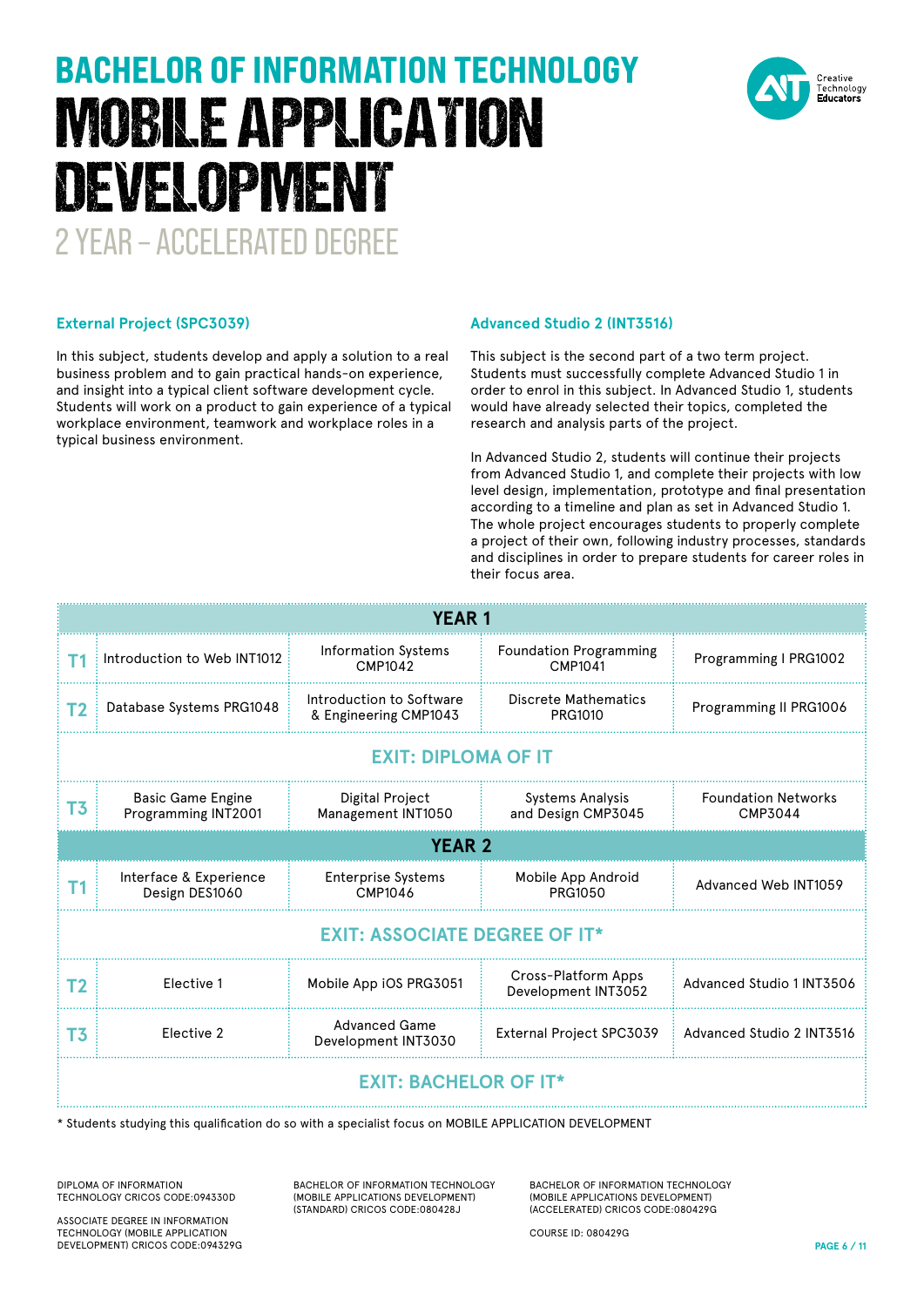# BACHELOR OF INFORMATION TECHNOLOGY

# MOBILE APPLICATION DEVELOPMENT

## 2 YEAR – ACCELERATED DEGREE

### External Project (SPC3039)

In this subject, students develop and apply a solution to a real business problem and to gain practical hands-on experience, and insight into a typical client software development cycle. Students will work on a product to gain experience of a typical workplace environment, teamwork and workplace roles in a typical business environment.

### Advanced Studio 2 (INT3516)

This subject is the second part of a two term project. Students must successfully complete Advanced Studio 1 in order to enrol in this subject. In Advanced Studio 1, students would have already selected their topics, completed the research and analysis parts of the project.

In Advanced Studio 2, students will continue their projects from Advanced Studio 1, and complete their projects with low level design, implementation, prototype and final presentation according to a timeline and plan as set in Advanced Studio 1. The whole project encourages students to properly complete a project of their own, following industry processes, standards and disciplines in order to prepare students for career roles in their focus area.

| | | | | |
|---|---|---|---|---|
| **YEAR 1** | | | | |
| T1 | Introduction to Web INT1012 | Information Systems CMP1042 | Foundation Programming CMP1041 | Programming I PRG1002 |
| T2 | Database Systems PRG1048 | Introduction to Software & Engineering CMP1043 | Discrete Mathematics PRG1010 | Programming II PRG1006 |
| **EXIT: DIPLOMA OF IT** | | | | |
| T3 | Basic Game Engine Programming INT2001 | Digital Project Management INT1050 | Systems Analysis and Design CMP3045 | Foundation Networks CMP3044 |
| **YEAR 2** | | | | |
| T1 | Interface & Experience Design DES1060 | Enterprise Systems CMP1046 | Mobile App Android PRG1050 | Advanced Web INT1059 |
| **EXIT: ASSOCIATE DEGREE OF IT*** | | | | |
| T2 | Elective 1 | Mobile App iOS PRG3051 | Cross-Platform Apps Development INT3052 | Advanced Studio 1 INT3506 |
| T3 | Elective 2 | Advanced Game Development INT3030 | External Project SPC3039 | Advanced Studio 2 INT3516 |
| **EXIT: BACHELOR OF IT*** | | | | |

* Students studying this qualification do so with a specialist focus on MOBILE APPLICATION DEVELOPMENT

DIPLOMA OF INFORMATION TECHNOLOGY CRICOS CODE:094330D

ASSOCIATE DEGREE IN INFORMATION TECHNOLOGY (MOBILE APPLICATION DEVELOPMENT) CRICOS CODE:094329G

BACHELOR OF INFORMATION TECHNOLOGY (MOBILE APPLICATIONS DEVELOPMENT) (STANDARD) CRICOS CODE:080428J

BACHELOR OF INFORMATION TECHNOLOGY (MOBILE APPLICATIONS DEVELOPMENT) (ACCELERATED) CRICOS CODE:080429G

COURSE ID: 080429G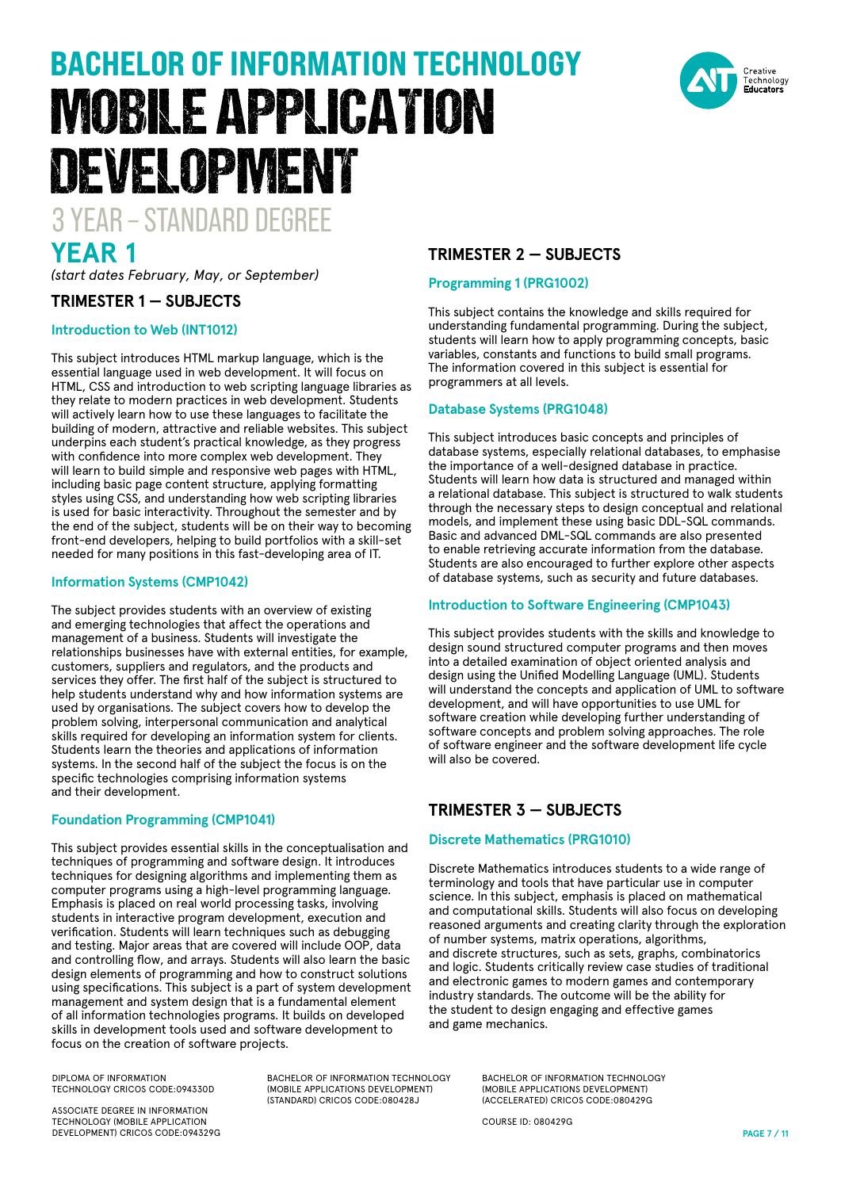# BACHELOR OF INFORMATION TECHNOLOGY
# MOBILE APPLICATION DEVELOPMENT

## 3 YEAR – STANDARD DEGREE

## YEAR 1

*(start dates February, May, or September)*

### TRIMESTER 1 — SUBJECTS

#### Introduction to Web (INT1012)

This subject introduces HTML markup language, which is the essential language used in web development. It will focus on HTML, CSS and introduction to web scripting language libraries as they relate to modern practices in web development. Students will actively learn how to use these languages to facilitate the building of modern, attractive and reliable websites. This subject underpins each student's practical knowledge, as they progress with confidence into more complex web development. They will learn to build simple and responsive web pages with HTML, including basic page content structure, applying formatting styles using CSS, and understanding how web scripting libraries is used for basic interactivity. Throughout the semester and by the end of the subject, students will be on their way to becoming front-end developers, helping to build portfolios with a skill-set needed for many positions in this fast-developing area of IT.

#### Information Systems (CMP1042)

The subject provides students with an overview of existing and emerging technologies that affect the operations and management of a business. Students will investigate the relationships businesses have with external entities, for example, customers, suppliers and regulators, and the products and services they offer. The first half of the subject is structured to help students understand why and how information systems are used by organisations. The subject covers how to develop the problem solving, interpersonal communication and analytical skills required for developing an information system for clients. Students learn the theories and applications of information systems. In the second half of the subject the focus is on the specific technologies comprising information systems and their development.

#### Foundation Programming (CMP1041)

This subject provides essential skills in the conceptualisation and techniques of programming and software design. It introduces techniques for designing algorithms and implementing them as computer programs using a high-level programming language. Emphasis is placed on real world processing tasks, involving students in interactive program development, execution and verification. Students will learn techniques such as debugging and testing. Major areas that are covered will include OOP, data and controlling flow, and arrays. Students will also learn the basic design elements of programming and how to construct solutions using specifications. This subject is a part of system development management and system design that is a fundamental element of all information technologies programs. It builds on developed skills in development tools used and software development to focus on the creation of software projects.

### TRIMESTER 2 — SUBJECTS

#### Programming 1 (PRG1002)

This subject contains the knowledge and skills required for understanding fundamental programming. During the subject, students will learn how to apply programming concepts, basic variables, constants and functions to build small programs. The information covered in this subject is essential for programmers at all levels.

#### Database Systems (PRG1048)

This subject introduces basic concepts and principles of database systems, especially relational databases, to emphasise the importance of a well-designed database in practice. Students will learn how data is structured and managed within a relational database. This subject is structured to walk students through the necessary steps to design conceptual and relational models, and implement these using basic DDL-SQL commands. Basic and advanced DML-SQL commands are also presented to enable retrieving accurate information from the database. Students are also encouraged to further explore other aspects of database systems, such as security and future databases.

#### Introduction to Software Engineering (CMP1043)

This subject provides students with the skills and knowledge to design sound structured computer programs and then moves into a detailed examination of object oriented analysis and design using the Unified Modelling Language (UML). Students will understand the concepts and application of UML to software development, and will have opportunities to use UML for software creation while developing further understanding of software concepts and problem solving approaches. The role of software engineer and the software development life cycle will also be covered.

### TRIMESTER 3 — SUBJECTS

#### Discrete Mathematics (PRG1010)

Discrete Mathematics introduces students to a wide range of terminology and tools that have particular use in computer science. In this subject, emphasis is placed on mathematical and computational skills. Students will also focus on developing reasoned arguments and creating clarity through the exploration of number systems, matrix operations, algorithms, and discrete structures, such as sets, graphs, combinatorics and logic. Students critically review case studies of traditional and electronic games to modern games and contemporary industry standards. The outcome will be the ability for the student to design engaging and effective games and game mechanics.

DIPLOMA OF INFORMATION TECHNOLOGY CRICOS CODE:094330D

ASSOCIATE DEGREE IN INFORMATION TECHNOLOGY (MOBILE APPLICATION DEVELOPMENT) CRICOS CODE:094329G

BACHELOR OF INFORMATION TECHNOLOGY (MOBILE APPLICATIONS DEVELOPMENT) (STANDARD) CRICOS CODE:080428J

BACHELOR OF INFORMATION TECHNOLOGY (MOBILE APPLICATIONS DEVELOPMENT) (ACCELERATED) CRICOS CODE:080429G

COURSE ID: 080429G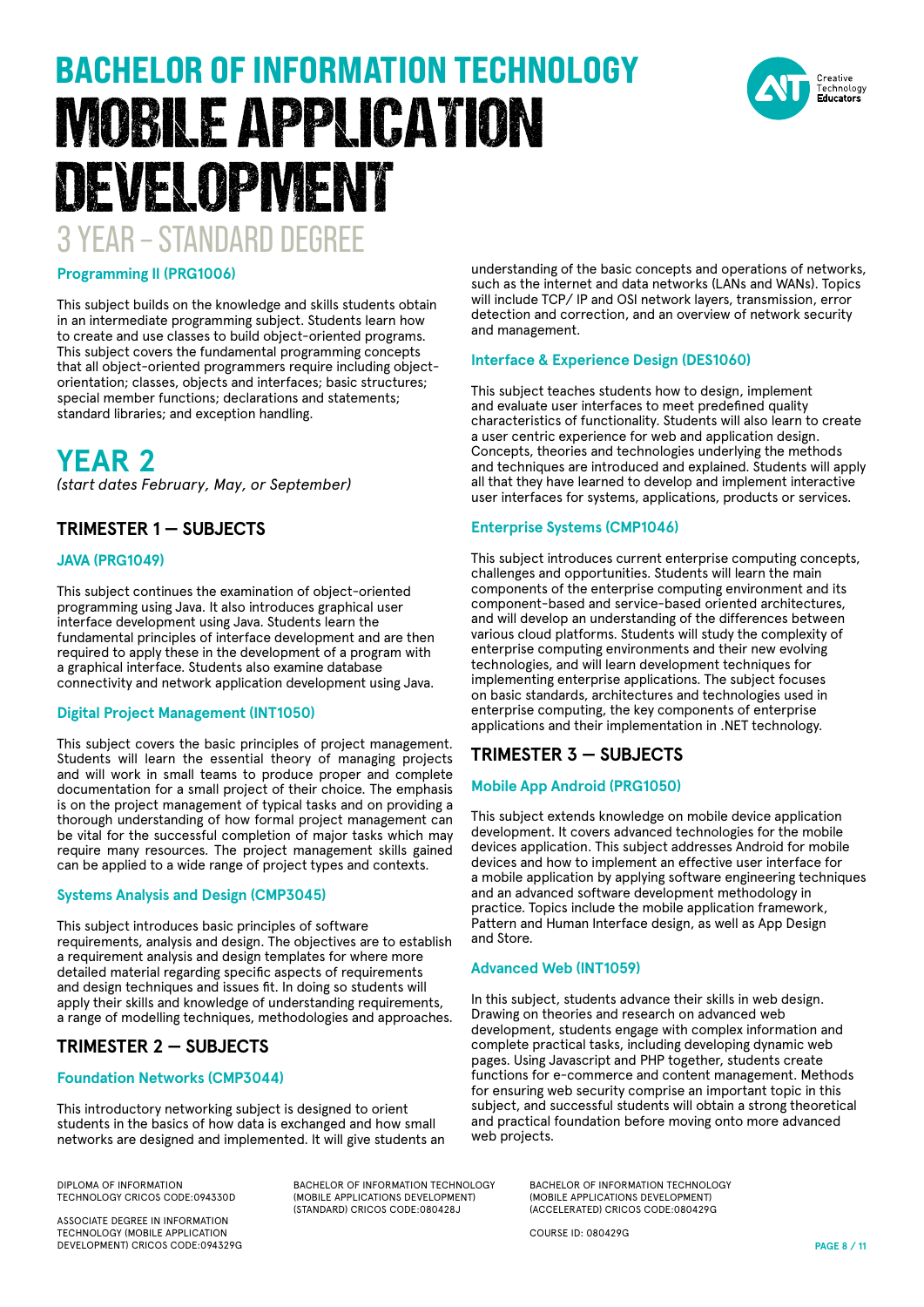# BACHELOR OF INFORMATION TECHNOLOGY
# MOBILE APPLICATION DEVELOPMENT
## 3 YEAR – STANDARD DEGREE

### Programming II (PRG1006)

This subject builds on the knowledge and skills students obtain in an intermediate programming subject. Students learn how to create and use classes to build object-oriented programs. This subject covers the fundamental programming concepts that all object-oriented programmers require including object-orientation; classes, objects and interfaces; basic structures; special member functions; declarations and statements; standard libraries; and exception handling.

## YEAR 2

*(start dates February, May, or September)*

### TRIMESTER 1 — SUBJECTS

#### JAVA (PRG1049)

This subject continues the examination of object-oriented programming using Java. It also introduces graphical user interface development using Java. Students learn the fundamental principles of interface development and are then required to apply these in the development of a program with a graphical interface. Students also examine database connectivity and network application development using Java.

#### Digital Project Management (INT1050)

This subject covers the basic principles of project management. Students will learn the essential theory of managing projects and will work in small teams to produce proper and complete documentation for a small project of their choice. The emphasis is on the project management of typical tasks and on providing a thorough understanding of how formal project management can be vital for the successful completion of major tasks which may require many resources. The project management skills gained can be applied to a wide range of project types and contexts.

#### Systems Analysis and Design (CMP3045)

This subject introduces basic principles of software requirements, analysis and design. The objectives are to establish a requirement analysis and design templates for where more detailed material regarding specific aspects of requirements and design techniques and issues fit. In doing so students will apply their skills and knowledge of understanding requirements, a range of modelling techniques, methodologies and approaches.

### TRIMESTER 2 — SUBJECTS

#### Foundation Networks (CMP3044)

This introductory networking subject is designed to orient students in the basics of how data is exchanged and how small networks are designed and implemented. It will give students an understanding of the basic concepts and operations of networks, such as the internet and data networks (LANs and WANs). Topics will include TCP/ IP and OSI network layers, transmission, error detection and correction, and an overview of network security and management.

#### Interface & Experience Design (DES1060)

This subject teaches students how to design, implement and evaluate user interfaces to meet predefined quality characteristics of functionality. Students will also learn to create a user centric experience for web and application design. Concepts, theories and technologies underlying the methods and techniques are introduced and explained. Students will apply all that they have learned to develop and implement interactive user interfaces for systems, applications, products or services.

#### Enterprise Systems (CMP1046)

This subject introduces current enterprise computing concepts, challenges and opportunities. Students will learn the main components of the enterprise computing environment and its component-based and service-based oriented architectures, and will develop an understanding of the differences between various cloud platforms. Students will study the complexity of enterprise computing environments and their new evolving technologies, and will learn development techniques for implementing enterprise applications. The subject focuses on basic standards, architectures and technologies used in enterprise computing, the key components of enterprise applications and their implementation in .NET technology.

### TRIMESTER 3 — SUBJECTS

#### Mobile App Android (PRG1050)

This subject extends knowledge on mobile device application development. It covers advanced technologies for the mobile devices application. This subject addresses Android for mobile devices and how to implement an effective user interface for a mobile application by applying software engineering techniques and an advanced software development methodology in practice. Topics include the mobile application framework, Pattern and Human Interface design, as well as App Design and Store.

#### Advanced Web (INT1059)

In this subject, students advance their skills in web design. Drawing on theories and research on advanced web development, students engage with complex information and complete practical tasks, including developing dynamic web pages. Using Javascript and PHP together, students create functions for e-commerce and content management. Methods for ensuring web security comprise an important topic in this subject, and successful students will obtain a strong theoretical and practical foundation before moving onto more advanced web projects.

DIPLOMA OF INFORMATION TECHNOLOGY CRICOS CODE:094330D

ASSOCIATE DEGREE IN INFORMATION TECHNOLOGY (MOBILE APPLICATION DEVELOPMENT) CRICOS CODE:094329G

BACHELOR OF INFORMATION TECHNOLOGY (MOBILE APPLICATIONS DEVELOPMENT) (STANDARD) CRICOS CODE:080428J

BACHELOR OF INFORMATION TECHNOLOGY (MOBILE APPLICATIONS DEVELOPMENT) (ACCELERATED) CRICOS CODE:080429G

COURSE ID: 080429G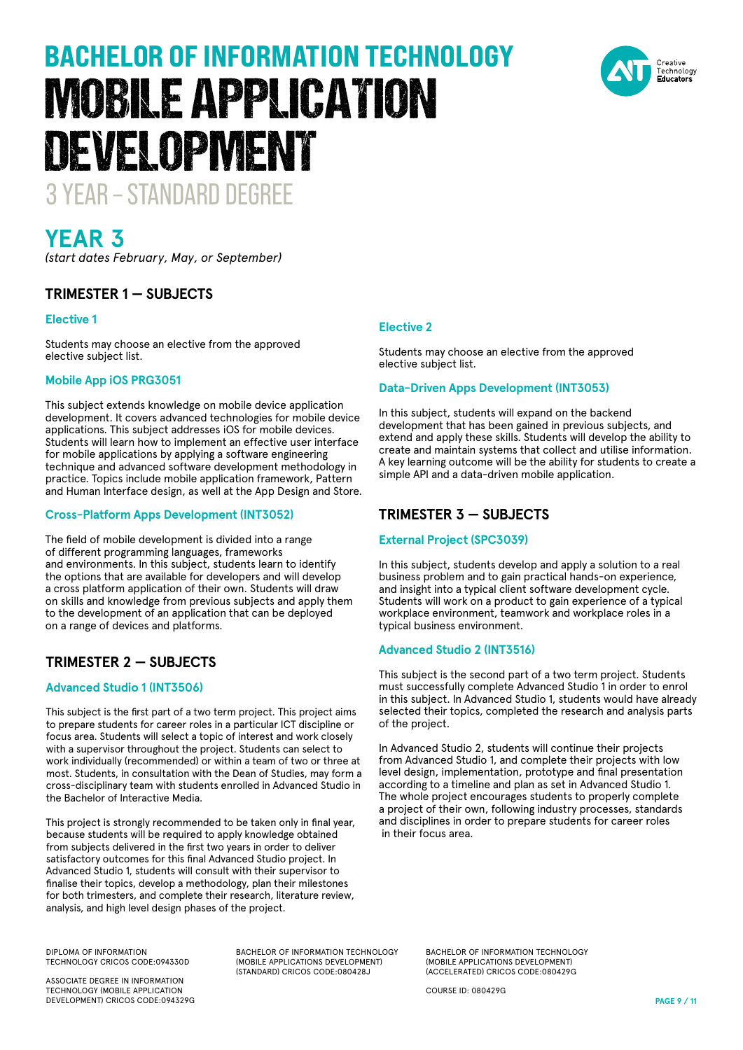# BACHELOR OF INFORMATION TECHNOLOGY
# MOBILE APPLICATION DEVELOPMENT
## 3 YEAR – STANDARD DEGREE

## YEAR 3

*(start dates February, May, or September)*

### TRIMESTER 1 — SUBJECTS

#### Elective 1

Students may choose an elective from the approved elective subject list.

#### Mobile App iOS PRG3051

This subject extends knowledge on mobile device application development. It covers advanced technologies for mobile device applications. This subject addresses iOS for mobile devices. Students will learn how to implement an effective user interface for mobile applications by applying a software engineering technique and advanced software development methodology in practice. Topics include mobile application framework, Pattern and Human Interface design, as well at the App Design and Store.

#### Cross-Platform Apps Development (INT3052)

The field of mobile development is divided into a range of different programming languages, frameworks and environments. In this subject, students learn to identify the options that are available for developers and will develop a cross platform application of their own. Students will draw on skills and knowledge from previous subjects and apply them to the development of an application that can be deployed on a range of devices and platforms.

#### Elective 2

Students may choose an elective from the approved elective subject list.

#### Data-Driven Apps Development (INT3053)

In this subject, students will expand on the backend development that has been gained in previous subjects, and extend and apply these skills. Students will develop the ability to create and maintain systems that collect and utilise information. A key learning outcome will be the ability for students to create a simple API and a data-driven mobile application.

### TRIMESTER 2 — SUBJECTS

#### Advanced Studio 1 (INT3506)

This subject is the first part of a two term project. This project aims to prepare students for career roles in a particular ICT discipline or focus area. Students will select a topic of interest and work closely with a supervisor throughout the project. Students can select to work individually (recommended) or within a team of two or three at most. Students, in consultation with the Dean of Studies, may form a cross-disciplinary team with students enrolled in Advanced Studio in the Bachelor of Interactive Media.

This project is strongly recommended to be taken only in final year, because students will be required to apply knowledge obtained from subjects delivered in the first two years in order to deliver satisfactory outcomes for this final Advanced Studio project. In Advanced Studio 1, students will consult with their supervisor to finalise their topics, develop a methodology, plan their milestones for both trimesters, and complete their research, literature review, analysis, and high level design phases of the project.

### TRIMESTER 3 — SUBJECTS

#### External Project (SPC3039)

In this subject, students develop and apply a solution to a real business problem and to gain practical hands-on experience, and insight into a typical client software development cycle. Students will work on a product to gain experience of a typical workplace environment, teamwork and workplace roles in a typical business environment.

#### Advanced Studio 2 (INT3516)

This subject is the second part of a two term project. Students must successfully complete Advanced Studio 1 in order to enrol in this subject. In Advanced Studio 1, students would have already selected their topics, completed the research and analysis parts of the project.

In Advanced Studio 2, students will continue their projects from Advanced Studio 1, and complete their projects with low level design, implementation, prototype and final presentation according to a timeline and plan as set in Advanced Studio 1. The whole project encourages students to properly complete a project of their own, following industry processes, standards and disciplines in order to prepare students for career roles in their focus area.

DIPLOMA OF INFORMATION TECHNOLOGY CRICOS CODE:094330D

ASSOCIATE DEGREE IN INFORMATION TECHNOLOGY (MOBILE APPLICATION DEVELOPMENT) CRICOS CODE:094329G

BACHELOR OF INFORMATION TECHNOLOGY (MOBILE APPLICATIONS DEVELOPMENT) (STANDARD) CRICOS CODE:080428J

BACHELOR OF INFORMATION TECHNOLOGY (MOBILE APPLICATIONS DEVELOPMENT) (ACCELERATED) CRICOS CODE:080429G

COURSE ID: 080429G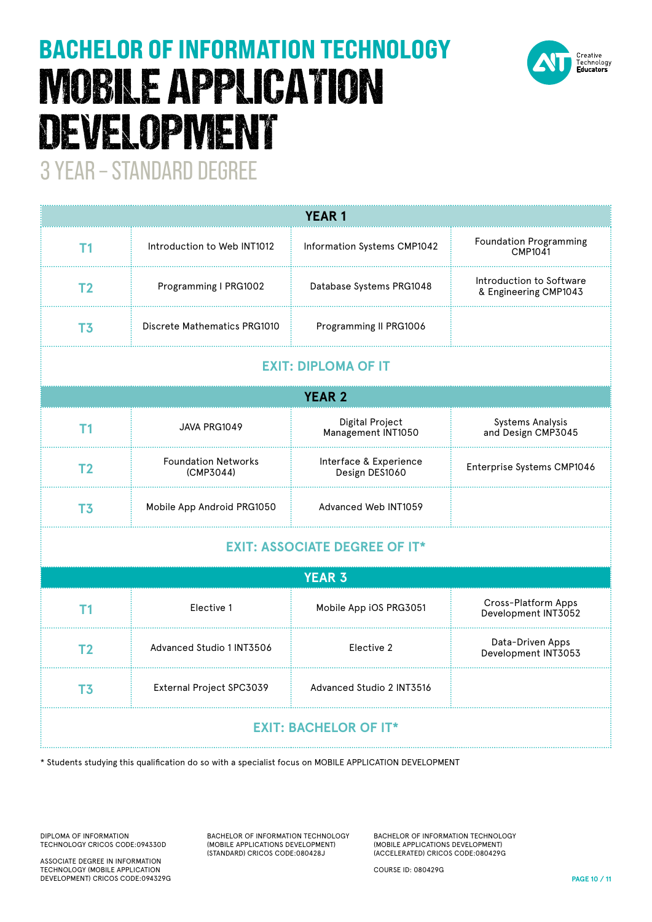# BACHELOR OF INFORMATION TECHNOLOGY

# MOBILE APPLICATION DEVELOPMENT

## 3 YEAR – STANDARD DEGREE

Creative Technology Educators

| | | | |
|---|---|---|---|
| **YEAR 1** | | | |
| **T1** | Introduction to Web INT1012 | Information Systems CMP1042 | Foundation Programming CMP1041 |
| **T2** | Programming I PRG1002 | Database Systems PRG1048 | Introduction to Software & Engineering CMP1043 |
| **T3** | Discrete Mathematics PRG1010 | Programming II PRG1006 | |
| **EXIT: DIPLOMA OF IT** | | | |
| **YEAR 2** | | | |
| **T1** | JAVA PRG1049 | Digital Project Management INT1050 | Systems Analysis and Design CMP3045 |
| **T2** | Foundation Networks (CMP3044) | Interface & Experience Design DES1060 | Enterprise Systems CMP1046 |
| **T3** | Mobile App Android PRG1050 | Advanced Web INT1059 | |
| **EXIT: ASSOCIATE DEGREE OF IT*** | | | |
| **YEAR 3** | | | |
| **T1** | Elective 1 | Mobile App iOS PRG3051 | Cross-Platform Apps Development INT3052 |
| **T2** | Advanced Studio 1 INT3506 | Elective 2 | Data-Driven Apps Development INT3053 |
| **T3** | External Project SPC3039 | Advanced Studio 2 INT3516 | |
| **EXIT: BACHELOR OF IT*** | | | |

* Students studying this qualification do so with a specialist focus on MOBILE APPLICATION DEVELOPMENT

DIPLOMA OF INFORMATION TECHNOLOGY CRICOS CODE:094330D

ASSOCIATE DEGREE IN INFORMATION TECHNOLOGY (MOBILE APPLICATION DEVELOPMENT) CRICOS CODE:094329G

BACHELOR OF INFORMATION TECHNOLOGY (MOBILE APPLICATIONS DEVELOPMENT) (STANDARD) CRICOS CODE:080428J

BACHELOR OF INFORMATION TECHNOLOGY (MOBILE APPLICATIONS DEVELOPMENT) (ACCELERATED) CRICOS CODE:080429G

COURSE ID: 080429G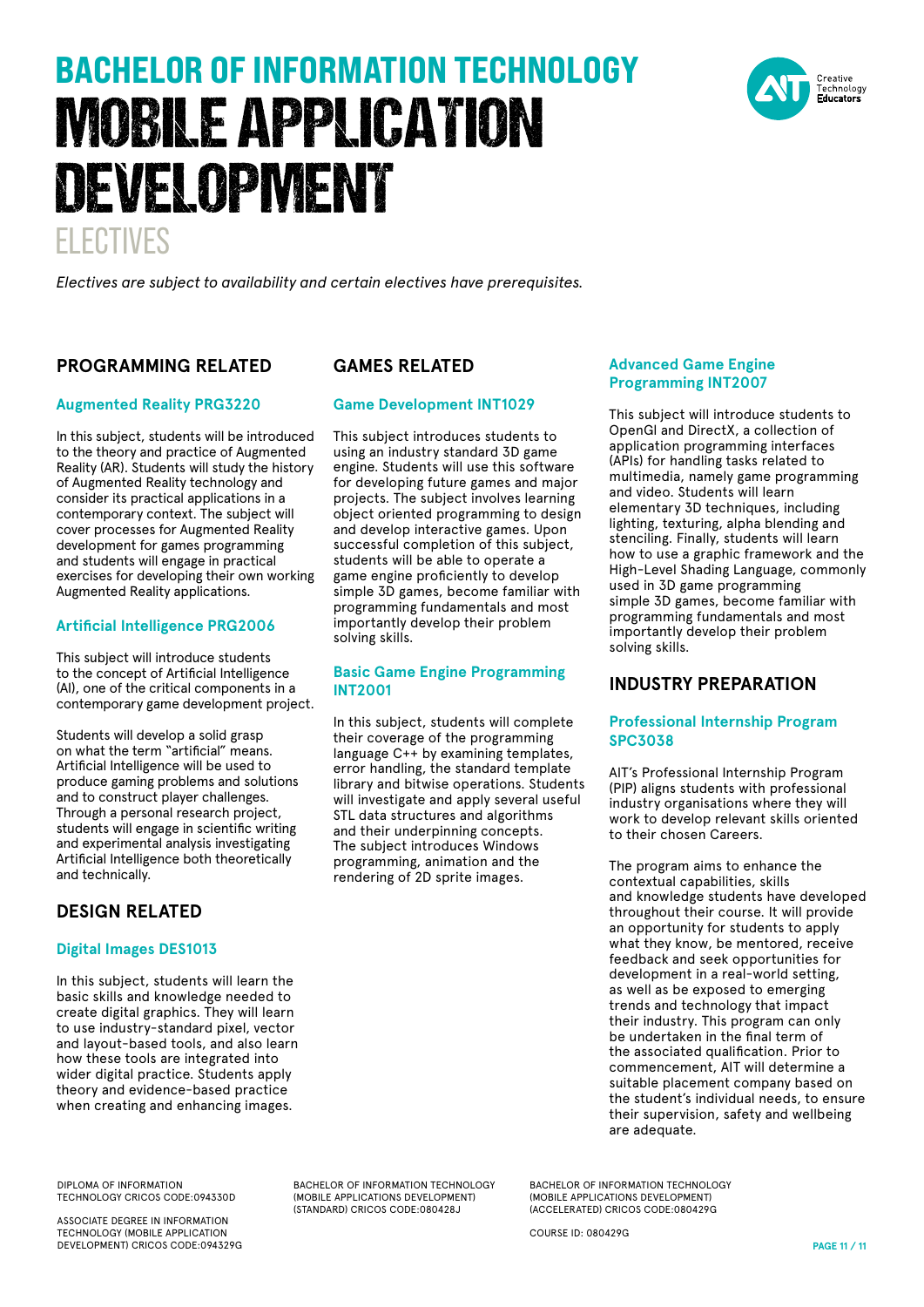# BACHELOR OF INFORMATION TECHNOLOGY MOBILE APPLICATION DEVELOPMENT

## ELECTIVES

*Electives are subject to availability and certain electives have prerequisites.*

## PROGRAMMING RELATED

### Augmented Reality PRG3220

In this subject, students will be introduced to the theory and practice of Augmented Reality (AR). Students will study the history of Augmented Reality technology and consider its practical applications in a contemporary context. The subject will cover processes for Augmented Reality development for games programming and students will engage in practical exercises for developing their own working Augmented Reality applications.

### Artificial Intelligence PRG2006

This subject will introduce students to the concept of Artificial Intelligence (AI), one of the critical components in a contemporary game development project.

Students will develop a solid grasp on what the term "artificial" means. Artificial Intelligence will be used to produce gaming problems and solutions and to construct player challenges. Through a personal research project, students will engage in scientific writing and experimental analysis investigating Artificial Intelligence both theoretically and technically.

## DESIGN RELATED

### Digital Images DES1013

In this subject, students will learn the basic skills and knowledge needed to create digital graphics. They will learn to use industry-standard pixel, vector and layout-based tools, and also learn how these tools are integrated into wider digital practice. Students apply theory and evidence-based practice when creating and enhancing images.

## GAMES RELATED

### Game Development INT1029

This subject introduces students to using an industry standard 3D game engine. Students will use this software for developing future games and major projects. The subject involves learning object oriented programming to design and develop interactive games. Upon successful completion of this subject, students will be able to operate a game engine proficiently to develop simple 3D games, become familiar with programming fundamentals and most importantly develop their problem solving skills.

### Basic Game Engine Programming INT2001

In this subject, students will complete their coverage of the programming language C++ by examining templates, error handling, the standard template library and bitwise operations. Students will investigate and apply several useful STL data structures and algorithms and their underpinning concepts. The subject introduces Windows programming, animation and the rendering of 2D sprite images.

### Advanced Game Engine Programming INT2007

This subject will introduce students to OpenGl and DirectX, a collection of application programming interfaces (APIs) for handling tasks related to multimedia, namely game programming and video. Students will learn elementary 3D techniques, including lighting, texturing, alpha blending and stenciling. Finally, students will learn how to use a graphic framework and the High-Level Shading Language, commonly used in 3D game programming simple 3D games, become familiar with programming fundamentals and most importantly develop their problem solving skills.

## INDUSTRY PREPARATION

### Professional Internship Program SPC3038

AIT's Professional Internship Program (PIP) aligns students with professional industry organisations where they will work to develop relevant skills oriented to their chosen Careers.

The program aims to enhance the contextual capabilities, skills and knowledge students have developed throughout their course. It will provide an opportunity for students to apply what they know, be mentored, receive feedback and seek opportunities for development in a real-world setting, as well as be exposed to emerging trends and technology that impact their industry. This program can only be undertaken in the final term of the associated qualification. Prior to commencement, AIT will determine a suitable placement company based on the student's individual needs, to ensure their supervision, safety and wellbeing are adequate.

DIPLOMA OF INFORMATION TECHNOLOGY CRICOS CODE:094330D

ASSOCIATE DEGREE IN INFORMATION TECHNOLOGY (MOBILE APPLICATION DEVELOPMENT) CRICOS CODE:094329G

BACHELOR OF INFORMATION TECHNOLOGY (MOBILE APPLICATIONS DEVELOPMENT) (STANDARD) CRICOS CODE:080428J

BACHELOR OF INFORMATION TECHNOLOGY (MOBILE APPLICATIONS DEVELOPMENT) (ACCELERATED) CRICOS CODE:080429G

COURSE ID: 080429G